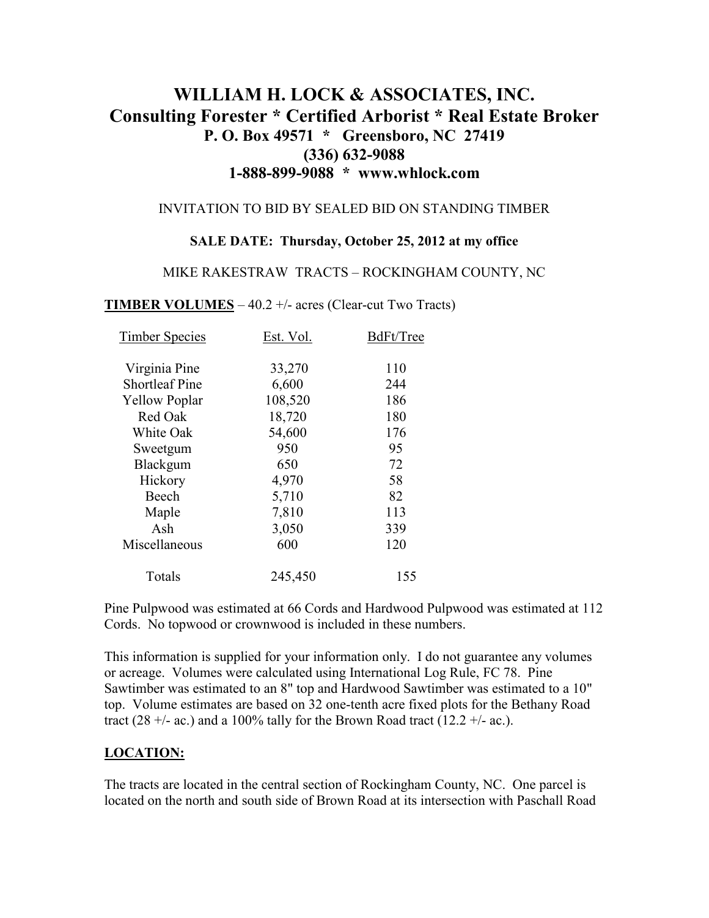# WILLIAM H. LOCK & ASSOCIATES, INC.
## Consulting Forester * Certified Arborist * Real Estate Broker
### P. O. Box 49571 * Greensboro, NC 27419
### (336) 632-9088
### 1-888-899-9088 * www.whlock.com

INVITATION TO BID BY SEALED BID ON STANDING TIMBER

**SALE DATE: Thursday, October 25, 2012 at my office**

MIKE RAKESTRAW TRACTS – ROCKINGHAM COUNTY, NC

**TIMBER VOLUMES** – 40.2 +/- acres (Clear-cut Two Tracts)

| Timber Species | Est. Vol. | BdFt/Tree |
|---|---|---|
| Virginia Pine | 33,270 | 110 |
| Shortleaf Pine | 6,600 | 244 |
| Yellow Poplar | 108,520 | 186 |
| Red Oak | 18,720 | 180 |
| White Oak | 54,600 | 176 |
| Sweetgum | 950 | 95 |
| Blackgum | 650 | 72 |
| Hickory | 4,970 | 58 |
| Beech | 5,710 | 82 |
| Maple | 7,810 | 113 |
| Ash | 3,050 | 339 |
| Miscellaneous | 600 | 120 |
| Totals | 245,450 | 155 |

Pine Pulpwood was estimated at 66 Cords and Hardwood Pulpwood was estimated at 112 Cords. No topwood or crownwood is included in these numbers.

This information is supplied for your information only. I do not guarantee any volumes or acreage. Volumes were calculated using International Log Rule, FC 78. Pine Sawtimber was estimated to an 8" top and Hardwood Sawtimber was estimated to a 10" top. Volume estimates are based on 32 one-tenth acre fixed plots for the Bethany Road tract (28 +/- ac.) and a 100% tally for the Brown Road tract (12.2 +/- ac.).

**LOCATION:**

The tracts are located in the central section of Rockingham County, NC. One parcel is located on the north and south side of Brown Road at its intersection with Paschall Road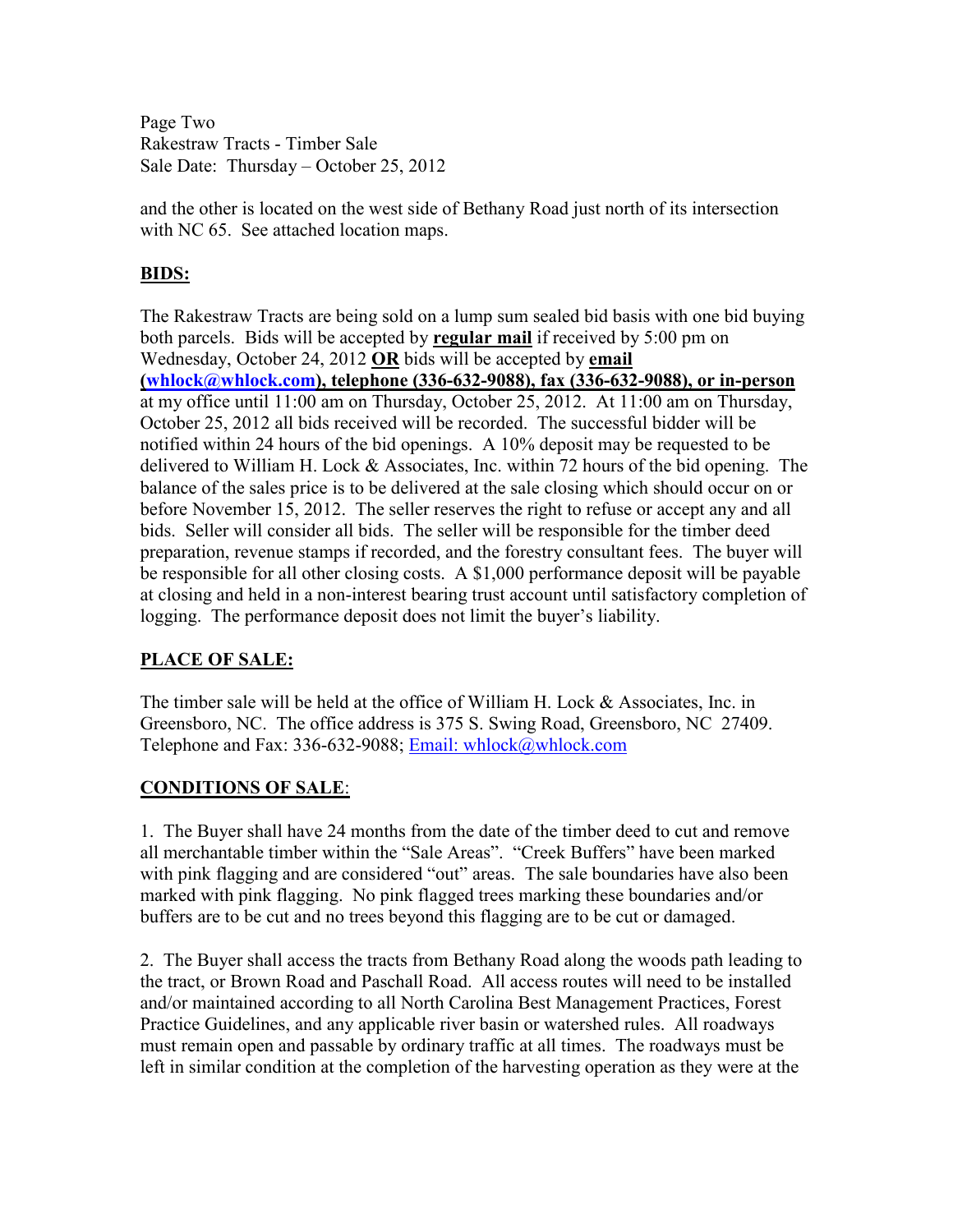and the other is located on the west side of Bethany Road just north of its intersection with NC 65. See attached location maps.

## **BIDS:**

The Rakestraw Tracts are being sold on a lump sum sealed bid basis with one bid buying both parcels. Bids will be accepted by **regular mail** if received by 5:00 pm on Wednesday, October 24, 2012 **OR** bids will be accepted by **email (whlock@whlock.com), telephone (336-632-9088), fax (336-632-9088), or in-person** at my office until 11:00 am on Thursday, October 25, 2012. At 11:00 am on Thursday, October 25, 2012 all bids received will be recorded. The successful bidder will be notified within 24 hours of the bid openings. A 10% deposit may be requested to be delivered to William H. Lock & Associates, Inc. within 72 hours of the bid opening. The balance of the sales price is to be delivered at the sale closing which should occur on or before November 15, 2012. The seller reserves the right to refuse or accept any and all bids. Seller will consider all bids. The seller will be responsible for the timber deed preparation, revenue stamps if recorded, and the forestry consultant fees. The buyer will be responsible for all other closing costs. A $1,000 performance deposit will be payable at closing and held in a non-interest bearing trust account until satisfactory completion of logging. The performance deposit does not limit the buyer's liability.

## **PLACE OF SALE:**

The timber sale will be held at the office of William H. Lock & Associates, Inc. in Greensboro, NC. The office address is 375 S. Swing Road, Greensboro, NC 27409. Telephone and Fax: 336-632-9088; Email: whlock@whlock.com

## **CONDITIONS OF SALE**:

1. The Buyer shall have 24 months from the date of the timber deed to cut and remove all merchantable timber within the "Sale Areas". "Creek Buffers" have been marked with pink flagging and are considered "out" areas. The sale boundaries have also been marked with pink flagging. No pink flagged trees marking these boundaries and/or buffers are to be cut and no trees beyond this flagging are to be cut or damaged.

2. The Buyer shall access the tracts from Bethany Road along the woods path leading to the tract, or Brown Road and Paschall Road. All access routes will need to be installed and/or maintained according to all North Carolina Best Management Practices, Forest Practice Guidelines, and any applicable river basin or watershed rules. All roadways must remain open and passable by ordinary traffic at all times. The roadways must be left in similar condition at the completion of the harvesting operation as they were at the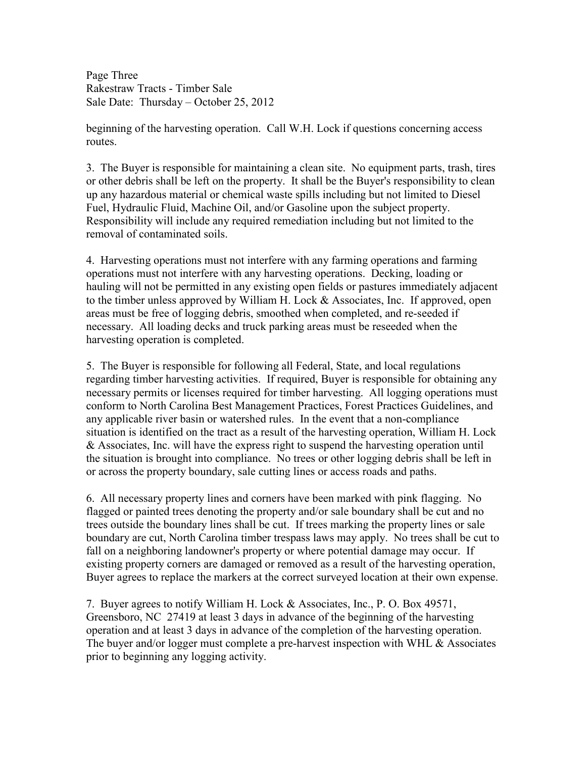beginning of the harvesting operation. Call W.H. Lock if questions concerning access routes.

3. The Buyer is responsible for maintaining a clean site. No equipment parts, trash, tires or other debris shall be left on the property. It shall be the Buyer's responsibility to clean up any hazardous material or chemical waste spills including but not limited to Diesel Fuel, Hydraulic Fluid, Machine Oil, and/or Gasoline upon the subject property. Responsibility will include any required remediation including but not limited to the removal of contaminated soils.

4. Harvesting operations must not interfere with any farming operations and farming operations must not interfere with any harvesting operations. Decking, loading or hauling will not be permitted in any existing open fields or pastures immediately adjacent to the timber unless approved by William H. Lock & Associates, Inc. If approved, open areas must be free of logging debris, smoothed when completed, and re-seeded if necessary. All loading decks and truck parking areas must be reseeded when the harvesting operation is completed.

5. The Buyer is responsible for following all Federal, State, and local regulations regarding timber harvesting activities. If required, Buyer is responsible for obtaining any necessary permits or licenses required for timber harvesting. All logging operations must conform to North Carolina Best Management Practices, Forest Practices Guidelines, and any applicable river basin or watershed rules. In the event that a non-compliance situation is identified on the tract as a result of the harvesting operation, William H. Lock & Associates, Inc. will have the express right to suspend the harvesting operation until the situation is brought into compliance. No trees or other logging debris shall be left in or across the property boundary, sale cutting lines or access roads and paths.

6. All necessary property lines and corners have been marked with pink flagging. No flagged or painted trees denoting the property and/or sale boundary shall be cut and no trees outside the boundary lines shall be cut. If trees marking the property lines or sale boundary are cut, North Carolina timber trespass laws may apply. No trees shall be cut to fall on a neighboring landowner's property or where potential damage may occur. If existing property corners are damaged or removed as a result of the harvesting operation, Buyer agrees to replace the markers at the correct surveyed location at their own expense.

7. Buyer agrees to notify William H. Lock & Associates, Inc., P. O. Box 49571, Greensboro, NC 27419 at least 3 days in advance of the beginning of the harvesting operation and at least 3 days in advance of the completion of the harvesting operation. The buyer and/or logger must complete a pre-harvest inspection with WHL & Associates prior to beginning any logging activity.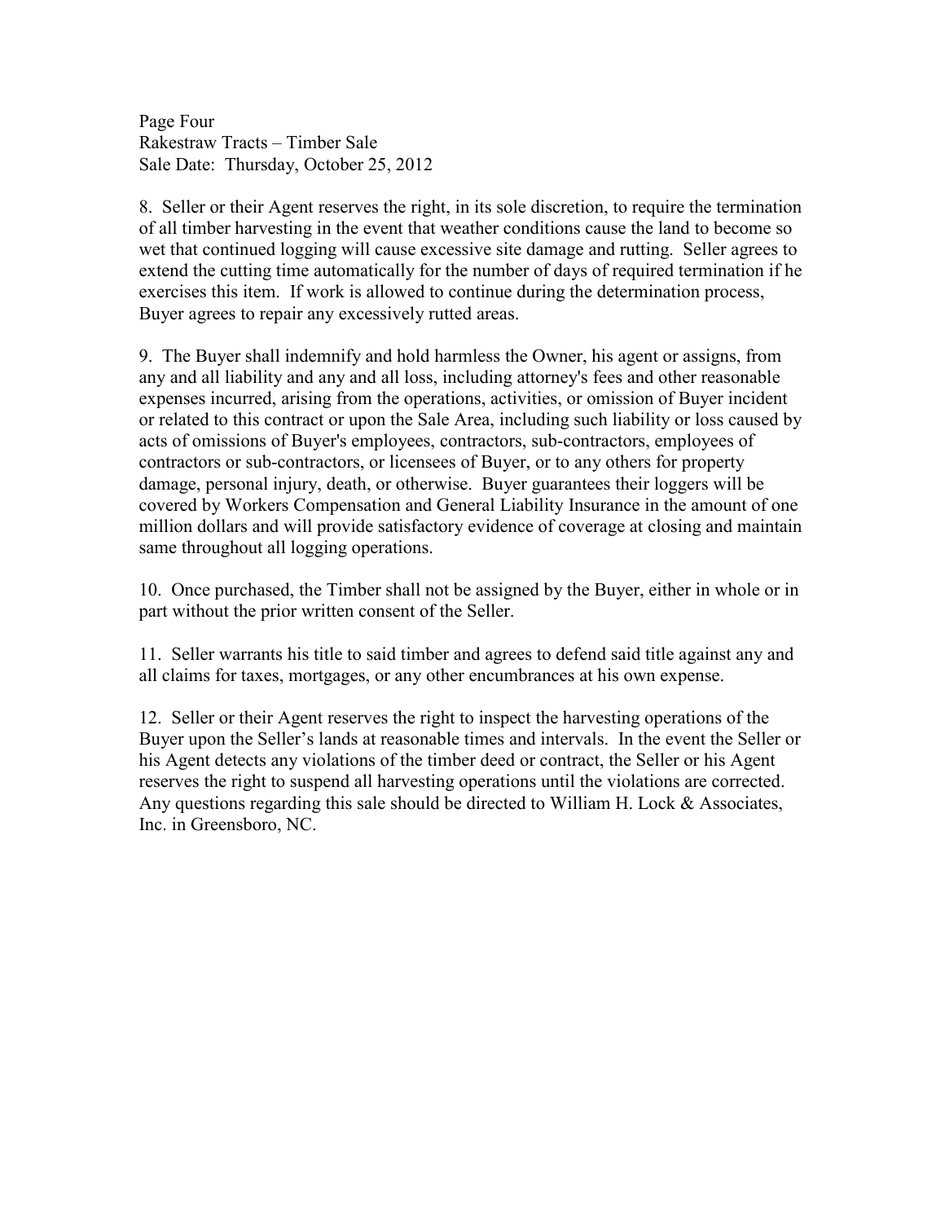Page Four
Rakestraw Tracts – Timber Sale
Sale Date: Thursday, October 25, 2012

8. Seller or their Agent reserves the right, in its sole discretion, to require the termination of all timber harvesting in the event that weather conditions cause the land to become so wet that continued logging will cause excessive site damage and rutting. Seller agrees to extend the cutting time automatically for the number of days of required termination if he exercises this item. If work is allowed to continue during the determination process, Buyer agrees to repair any excessively rutted areas.

9. The Buyer shall indemnify and hold harmless the Owner, his agent or assigns, from any and all liability and any and all loss, including attorney's fees and other reasonable expenses incurred, arising from the operations, activities, or omission of Buyer incident or related to this contract or upon the Sale Area, including such liability or loss caused by acts of omissions of Buyer's employees, contractors, sub-contractors, employees of contractors or sub-contractors, or licensees of Buyer, or to any others for property damage, personal injury, death, or otherwise. Buyer guarantees their loggers will be covered by Workers Compensation and General Liability Insurance in the amount of one million dollars and will provide satisfactory evidence of coverage at closing and maintain same throughout all logging operations.

10. Once purchased, the Timber shall not be assigned by the Buyer, either in whole or in part without the prior written consent of the Seller.

11. Seller warrants his title to said timber and agrees to defend said title against any and all claims for taxes, mortgages, or any other encumbrances at his own expense.

12. Seller or their Agent reserves the right to inspect the harvesting operations of the Buyer upon the Seller's lands at reasonable times and intervals. In the event the Seller or his Agent detects any violations of the timber deed or contract, the Seller or his Agent reserves the right to suspend all harvesting operations until the violations are corrected. Any questions regarding this sale should be directed to William H. Lock & Associates, Inc. in Greensboro, NC.